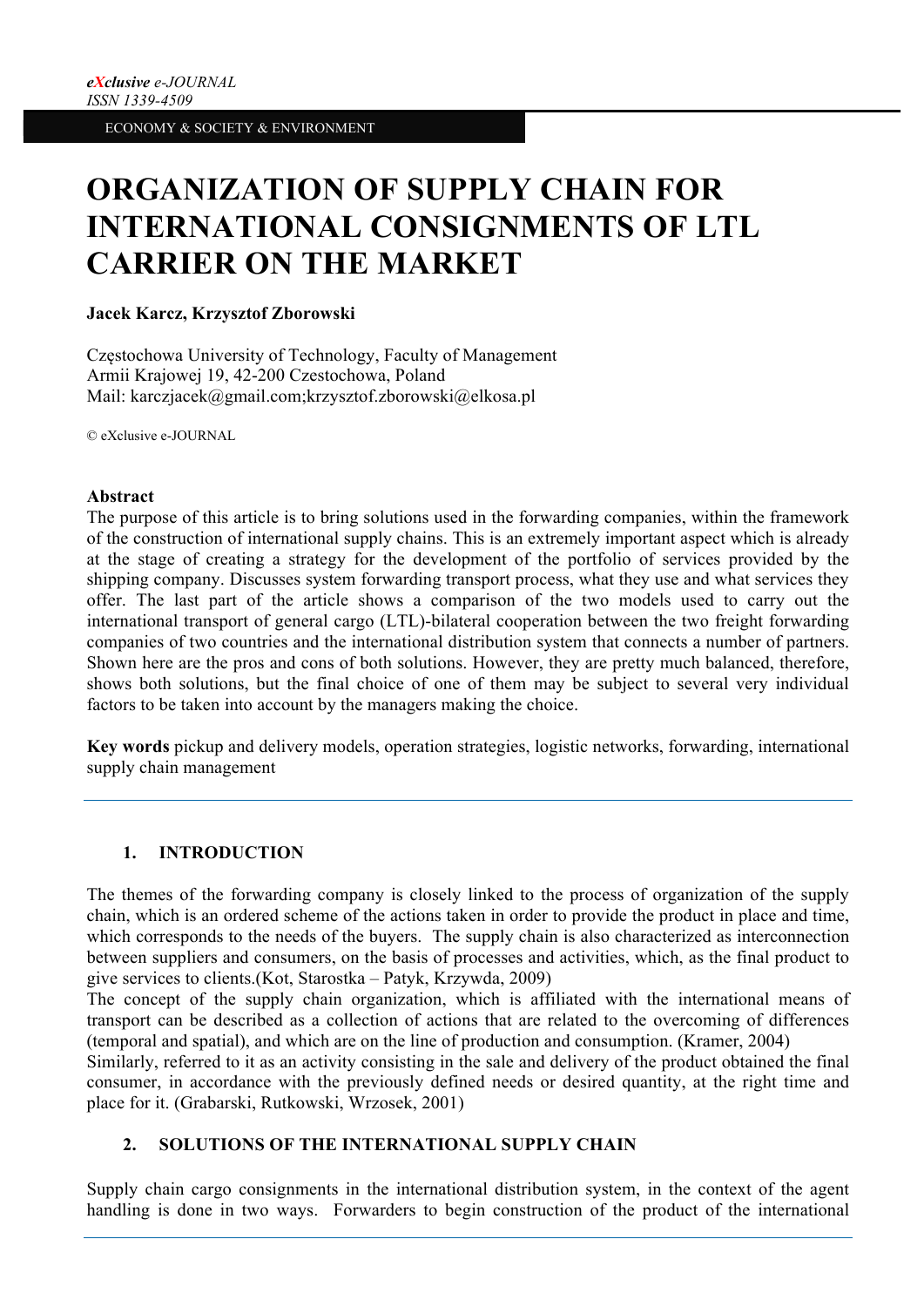# ORGANIZATION OF SUPPLY CHAIN FOR INTERNATIONAL CONSIGNMENTS OF LTL CARRIER ON THE MARKET

**Jacek Karcz, Krzysztof Zborowski**

Częstochowa University of Technology, Faculty of Management
Armii Krajowej 19, 42-200 Czestochowa, Poland
Mail: karczjacek@gmail.com;krzysztof.zborowski@elkosa.pl

© eXclusive e-JOURNAL

**Abstract**

The purpose of this article is to bring solutions used in the forwarding companies, within the framework of the construction of international supply chains. This is an extremely important aspect which is already at the stage of creating a strategy for the development of the portfolio of services provided by the shipping company. Discusses system forwarding transport process, what they use and what services they offer. The last part of the article shows a comparison of the two models used to carry out the international transport of general cargo (LTL)-bilateral cooperation between the two freight forwarding companies of two countries and the international distribution system that connects a number of partners. Shown here are the pros and cons of both solutions. However, they are pretty much balanced, therefore, shows both solutions, but the final choice of one of them may be subject to several very individual factors to be taken into account by the managers making the choice.

**Key words** pickup and delivery models, operation strategies, logistic networks, forwarding, international supply chain management

## 1. INTRODUCTION

The themes of the forwarding company is closely linked to the process of organization of the supply chain, which is an ordered scheme of the actions taken in order to provide the product in place and time, which corresponds to the needs of the buyers. The supply chain is also characterized as interconnection between suppliers and consumers, on the basis of processes and activities, which, as the final product to give services to clients.(Kot, Starostka – Patyk, Krzywda, 2009)

The concept of the supply chain organization, which is affiliated with the international means of transport can be described as a collection of actions that are related to the overcoming of differences (temporal and spatial), and which are on the line of production and consumption. (Kramer, 2004)

Similarly, referred to it as an activity consisting in the sale and delivery of the product obtained the final consumer, in accordance with the previously defined needs or desired quantity, at the right time and place for it. (Grabarski, Rutkowski, Wrzosek, 2001)

## 2. SOLUTIONS OF THE INTERNATIONAL SUPPLY CHAIN

Supply chain cargo consignments in the international distribution system, in the context of the agent handling is done in two ways. Forwarders to begin construction of the product of the international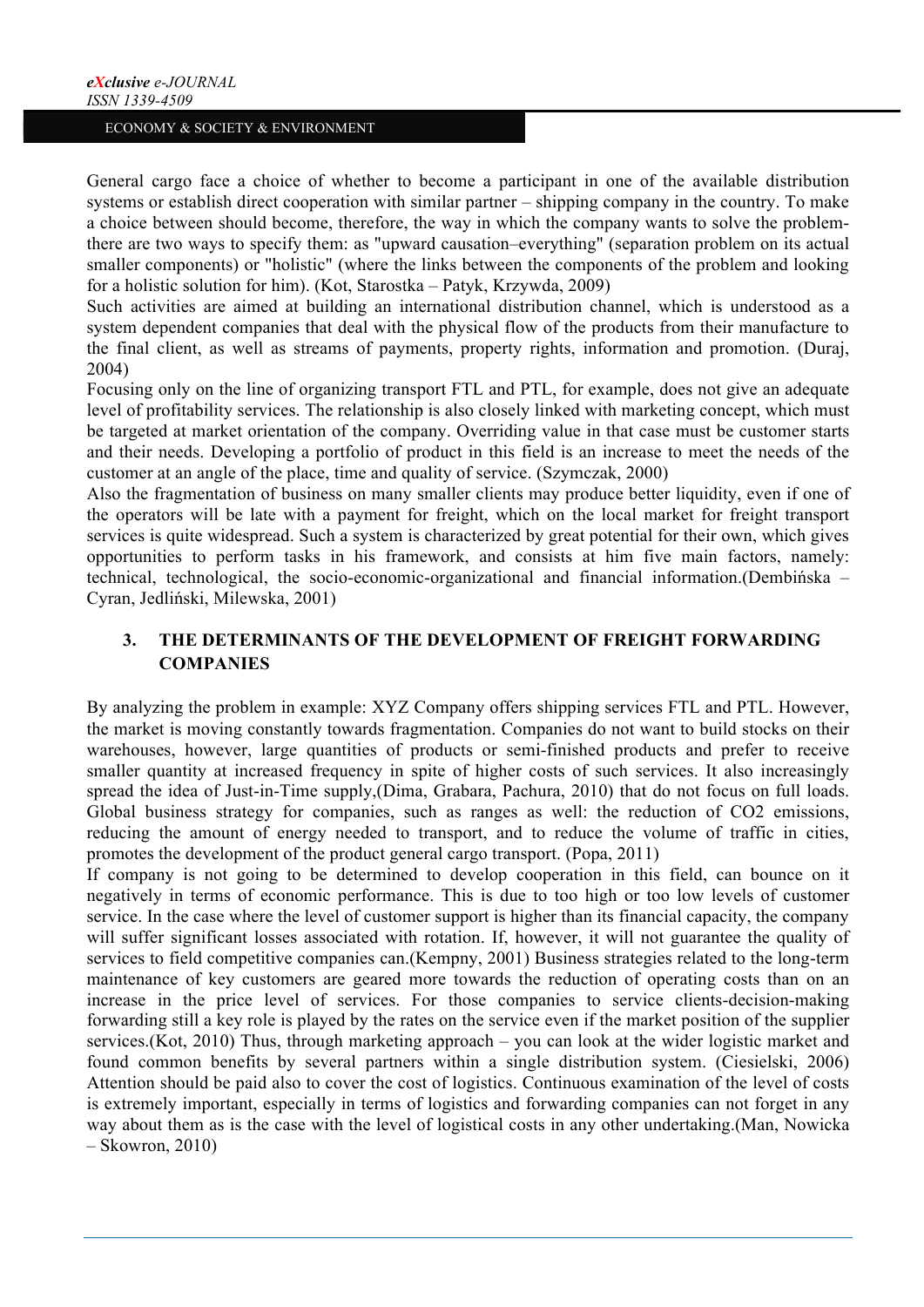General cargo face a choice of whether to become a participant in one of the available distribution systems or establish direct cooperation with similar partner – shipping company in the country. To make a choice between should become, therefore, the way in which the company wants to solve the problem- there are two ways to specify them: as "upward causation–everything" (separation problem on its actual smaller components) or "holistic" (where the links between the components of the problem and looking for a holistic solution for him). (Kot, Starostka – Patyk, Krzywda, 2009)

Such activities are aimed at building an international distribution channel, which is understood as a system dependent companies that deal with the physical flow of the products from their manufacture to the final client, as well as streams of payments, property rights, information and promotion. (Duraj, 2004)

Focusing only on the line of organizing transport FTL and PTL, for example, does not give an adequate level of profitability services. The relationship is also closely linked with marketing concept, which must be targeted at market orientation of the company. Overriding value in that case must be customer starts and their needs. Developing a portfolio of product in this field is an increase to meet the needs of the customer at an angle of the place, time and quality of service. (Szymczak, 2000)

Also the fragmentation of business on many smaller clients may produce better liquidity, even if one of the operators will be late with a payment for freight, which on the local market for freight transport services is quite widespread. Such a system is characterized by great potential for their own, which gives opportunities to perform tasks in his framework, and consists at him five main factors, namely: technical, technological, the socio-economic-organizational and financial information.(Dembińska – Cyran, Jedliński, Milewska, 2001)

## 3. THE DETERMINANTS OF THE DEVELOPMENT OF FREIGHT FORWARDING COMPANIES

By analyzing the problem in example: XYZ Company offers shipping services FTL and PTL. However, the market is moving constantly towards fragmentation. Companies do not want to build stocks on their warehouses, however, large quantities of products or semi-finished products and prefer to receive smaller quantity at increased frequency in spite of higher costs of such services. It also increasingly spread the idea of Just-in-Time supply,(Dima, Grabara, Pachura, 2010) that do not focus on full loads. Global business strategy for companies, such as ranges as well: the reduction of $CO_2$ emissions, reducing the amount of energy needed to transport, and to reduce the volume of traffic in cities, promotes the development of the product general cargo transport. (Popa, 2011)

If company is not going to be determined to develop cooperation in this field, can bounce on it negatively in terms of economic performance. This is due to too high or too low levels of customer service. In the case where the level of customer support is higher than its financial capacity, the company will suffer significant losses associated with rotation. If, however, it will not guarantee the quality of services to field competitive companies can.(Kempny, 2001) Business strategies related to the long-term maintenance of key customers are geared more towards the reduction of operating costs than on an increase in the price level of services. For those companies to service clients-decision-making forwarding still a key role is played by the rates on the service even if the market position of the supplier services.(Kot, 2010) Thus, through marketing approach – you can look at the wider logistic market and found common benefits by several partners within a single distribution system. (Ciesielski, 2006) Attention should be paid also to cover the cost of logistics. Continuous examination of the level of costs is extremely important, especially in terms of logistics and forwarding companies can not forget in any way about them as is the case with the level of logistical costs in any other undertaking.(Man, Nowicka – Skowron, 2010)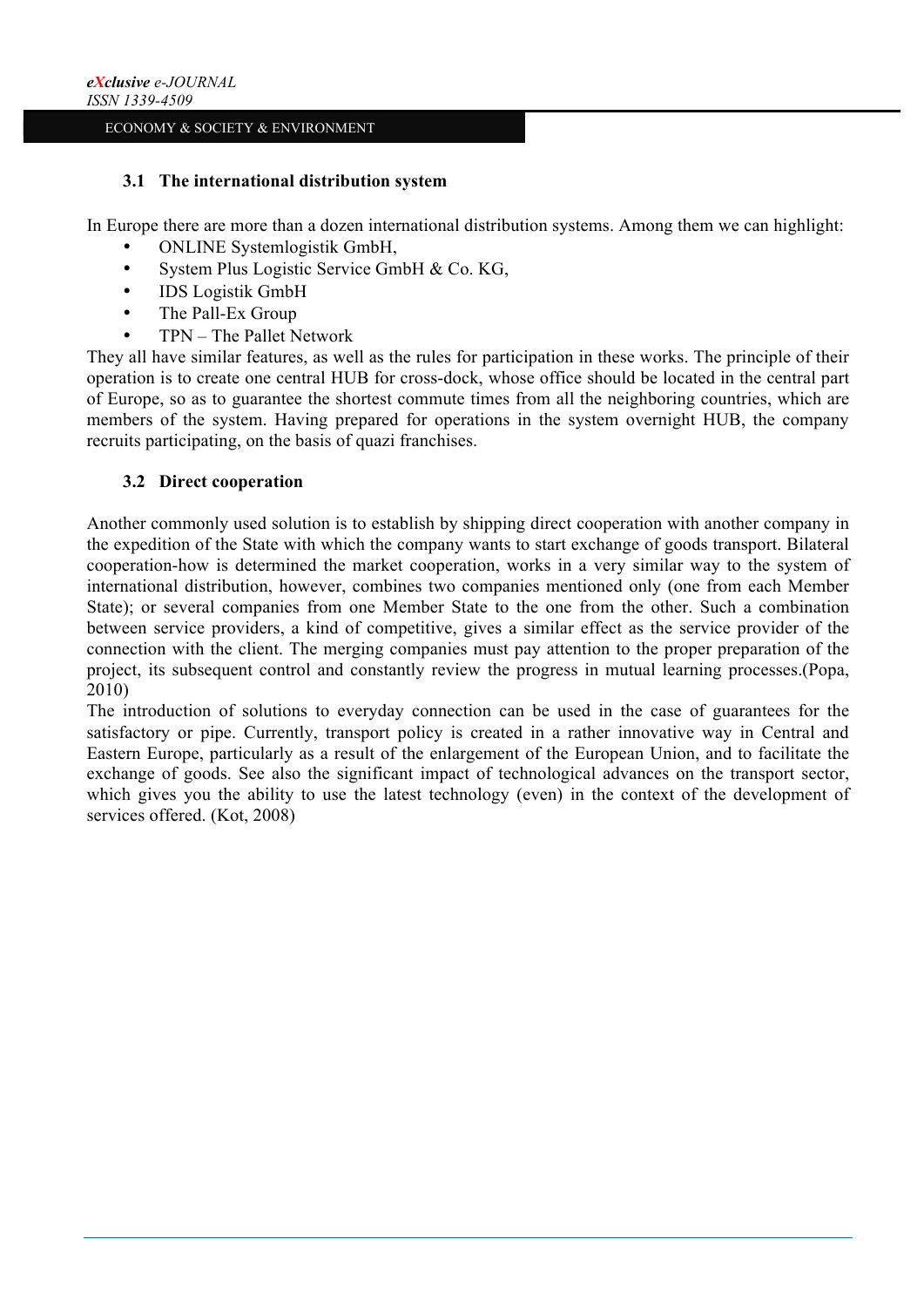### 3.1 The international distribution system

In Europe there are more than a dozen international distribution systems. Among them we can highlight:

- ONLINE Systemlogistik GmbH,
- System Plus Logistic Service GmbH & Co. KG,
- IDS Logistik GmbH
- The Pall-Ex Group
- TPN – The Pallet Network

They all have similar features, as well as the rules for participation in these works. The principle of their operation is to create one central HUB for cross-dock, whose office should be located in the central part of Europe, so as to guarantee the shortest commute times from all the neighboring countries, which are members of the system. Having prepared for operations in the system overnight HUB, the company recruits participating, on the basis of quazi franchises.

### 3.2 Direct cooperation

Another commonly used solution is to establish by shipping direct cooperation with another company in the expedition of the State with which the company wants to start exchange of goods transport. Bilateral cooperation-how is determined the market cooperation, works in a very similar way to the system of international distribution, however, combines two companies mentioned only (one from each Member State); or several companies from one Member State to the one from the other. Such a combination between service providers, a kind of competitive, gives a similar effect as the service provider of the connection with the client. The merging companies must pay attention to the proper preparation of the project, its subsequent control and constantly review the progress in mutual learning processes.(Popa, 2010)

The introduction of solutions to everyday connection can be used in the case of guarantees for the satisfactory or pipe. Currently, transport policy is created in a rather innovative way in Central and Eastern Europe, particularly as a result of the enlargement of the European Union, and to facilitate the exchange of goods. See also the significant impact of technological advances on the transport sector, which gives you the ability to use the latest technology (even) in the context of the development of services offered. (Kot, 2008)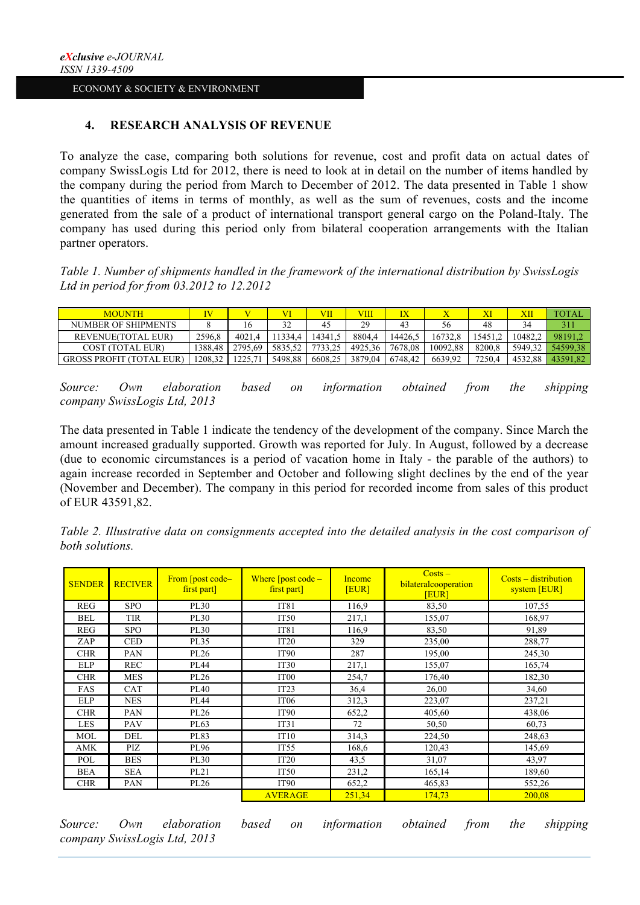## 4. RESEARCH ANALYSIS OF REVENUE

To analyze the case, comparing both solutions for revenue, cost and profit data on actual dates of company SwissLogis Ltd for 2012, there is need to look at in detail on the number of items handled by the company during the period from March to December of 2012. The data presented in Table 1 show the quantities of items in terms of monthly, as well as the sum of revenues, costs and the income generated from the sale of a product of international transport general cargo on the Poland-Italy. The company has used during this period only from bilateral cooperation arrangements with the Italian partner operators.

*Table 1. Number of shipments handled in the framework of the international distribution by SwissLogis Ltd in period for from 03.2012 to 12.2012*

| MOUNTH | IV | V | VI | VII | VIII | IX | X | XI | XII | TOTAL |
|---|---|---|---|---|---|---|---|---|---|---|
| NUMBER OF SHIPMENTS | 8 | 16 | 32 | 45 | 29 | 43 | 56 | 48 | 34 | 311 |
| REVENUE(TOTAL EUR) | 2596,8 | 4021,4 | 11334,4 | 14341,5 | 8804,4 | 14426,5 | 16732,8 | 15451,2 | 10482,2 | 98191,2 |
| COST (TOTAL EUR) | 1388,48 | 2795,69 | 5835,52 | 7733,25 | 4925,36 | 7678,08 | 10092,88 | 8200,8 | 5949,32 | 54599,38 |
| GROSS PROFIT (TOTAL EUR) | 1208,32 | 1225,71 | 5498,88 | 6608,25 | 3879,04 | 6748,42 | 6639,92 | 7250,4 | 4532,88 | 43591,82 |

*Source: Own elaboration based on information obtained from the shipping company SwissLogis Ltd, 2013*

The data presented in Table 1 indicate the tendency of the development of the company. Since March the amount increased gradually supported. Growth was reported for July. In August, followed by a decrease (due to economic circumstances is a period of vacation home in Italy - the parable of the authors) to again increase recorded in September and October and following slight declines by the end of the year (November and December). The company in this period for recorded income from sales of this product of EUR 43591,82.

*Table 2. Illustrative data on consignments accepted into the detailed analysis in the cost comparison of both solutions.*

| SENDER | RECIVER | From [post code– first part] | Where [post code – first part] | Income [EUR] | Costs – bilateralcooperation [EUR] | Costs – distribution system [EUR] |
|---|---|---|---|---|---|---|
| REG | SPO | PL30 | IT81 | 116,9 | 83,50 | 107,55 |
| BEL | TIR | PL30 | IT50 | 217,1 | 155,07 | 168,97 |
| REG | SPO | PL30 | IT81 | 116,9 | 83,50 | 91,89 |
| ZAP | CED | PL35 | IT20 | 329 | 235,00 | 288,77 |
| CHR | PAN | PL26 | IT90 | 287 | 195,00 | 245,30 |
| ELP | REC | PL44 | IT30 | 217,1 | 155,07 | 165,74 |
| CHR | MES | PL26 | IT00 | 254,7 | 176,40 | 182,30 |
| FAS | CAT | PL40 | IT23 | 36,4 | 26,00 | 34,60 |
| ELP | NES | PL44 | IT06 | 312,3 | 223,07 | 237,21 |
| CHR | PAN | PL26 | IT90 | 652,2 | 405,60 | 438,06 |
| LES | PAV | PL63 | IT31 | 72 | 50,50 | 60,73 |
| MOL | DEL | PL83 | IT10 | 314,3 | 224,50 | 248,63 |
| AMK | PIZ | PL96 | IT55 | 168,6 | 120,43 | 145,69 |
| POL | BES | PL30 | IT20 | 43,5 | 31,07 | 43,97 |
| BEA | SEA | PL21 | IT50 | 231,2 | 165,14 | 189,60 |
| CHR | PAN | PL26 | IT90 | 652,2 | 465,83 | 552,26 |
| | | | AVERAGE | 251,34 | 174,73 | 200,08 |

*Source: Own elaboration based on information obtained from the shipping company SwissLogis Ltd, 2013*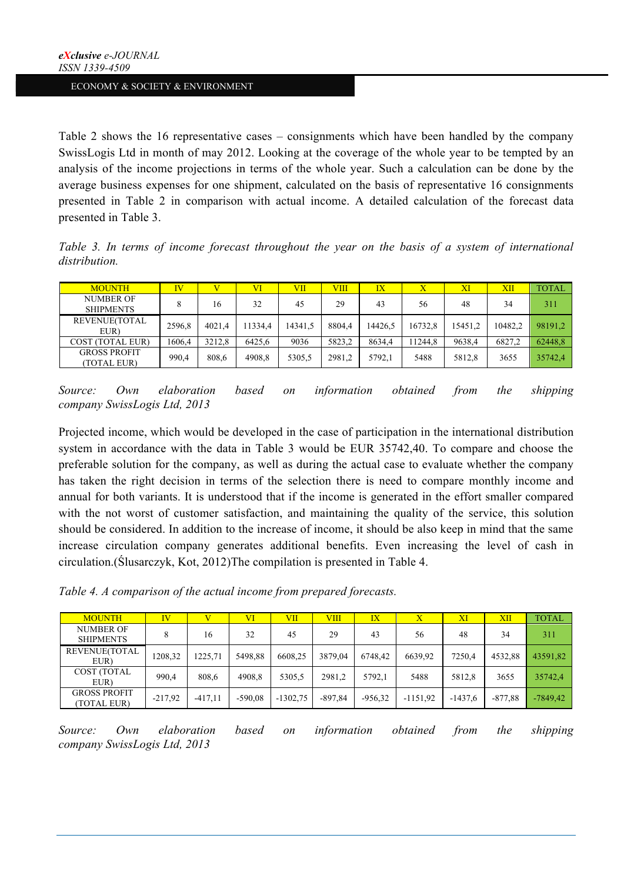Table 2 shows the 16 representative cases – consignments which have been handled by the company SwissLogis Ltd in month of may 2012. Looking at the coverage of the whole year to be tempted by an analysis of the income projections in terms of the whole year. Such a calculation can be done by the average business expenses for one shipment, calculated on the basis of representative 16 consignments presented in Table 2 in comparison with actual income. A detailed calculation of the forecast data presented in Table 3.

*Table 3. In terms of income forecast throughout the year on the basis of a system of international distribution.*

| MOUNTH | IV | V | VI | VII | VIII | IX | X | XI | XII | TOTAL |
|---|---|---|---|---|---|---|---|---|---|---|
| NUMBER OF SHIPMENTS | 8 | 16 | 32 | 45 | 29 | 43 | 56 | 48 | 34 | 311 |
| REVENUE(TOTAL EUR) | 2596,8 | 4021,4 | 11334,4 | 14341,5 | 8804,4 | 14426,5 | 16732,8 | 15451,2 | 10482,2 | 98191,2 |
| COST (TOTAL EUR) | 1606,4 | 3212,8 | 6425,6 | 9036 | 5823,2 | 8634,4 | 11244,8 | 9638,4 | 6827,2 | 62448,8 |
| GROSS PROFIT (TOTAL EUR) | 990,4 | 808,6 | 4908,8 | 5305,5 | 2981,2 | 5792,1 | 5488 | 5812,8 | 3655 | 35742,4 |

*Source: Own elaboration based on information obtained from the shipping company SwissLogis Ltd, 2013*

Projected income, which would be developed in the case of participation in the international distribution system in accordance with the data in Table 3 would be EUR 35742,40. To compare and choose the preferable solution for the company, as well as during the actual case to evaluate whether the company has taken the right decision in terms of the selection there is need to compare monthly income and annual for both variants. It is understood that if the income is generated in the effort smaller compared with the not worst of customer satisfaction, and maintaining the quality of the service, this solution should be considered. In addition to the increase of income, it should be also keep in mind that the same increase circulation company generates additional benefits. Even increasing the level of cash in circulation.(Ślusarczyk, Kot, 2012)The compilation is presented in Table 4.

*Table 4. A comparison of the actual income from prepared forecasts.*

| MOUNTH | IV | V | VI | VII | VIII | IX | X | XI | XII | TOTAL |
|---|---|---|---|---|---|---|---|---|---|---|
| NUMBER OF SHIPMENTS | 8 | 16 | 32 | 45 | 29 | 43 | 56 | 48 | 34 | 311 |
| REVENUE(TOTAL EUR) | 1208,32 | 1225,71 | 5498,88 | 6608,25 | 3879,04 | 6748,42 | 6639,92 | 7250,4 | 4532,88 | 43591,82 |
| COST (TOTAL EUR) | 990,4 | 808,6 | 4908,8 | 5305,5 | 2981,2 | 5792,1 | 5488 | 5812,8 | 3655 | 35742,4 |
| GROSS PROFIT (TOTAL EUR) | -217,92 | -417,11 | -590,08 | -1302,75 | -897,84 | -956,32 | -1151,92 | -1437,6 | -877,88 | -7849,42 |

*Source: Own elaboration based on information obtained from the shipping company SwissLogis Ltd, 2013*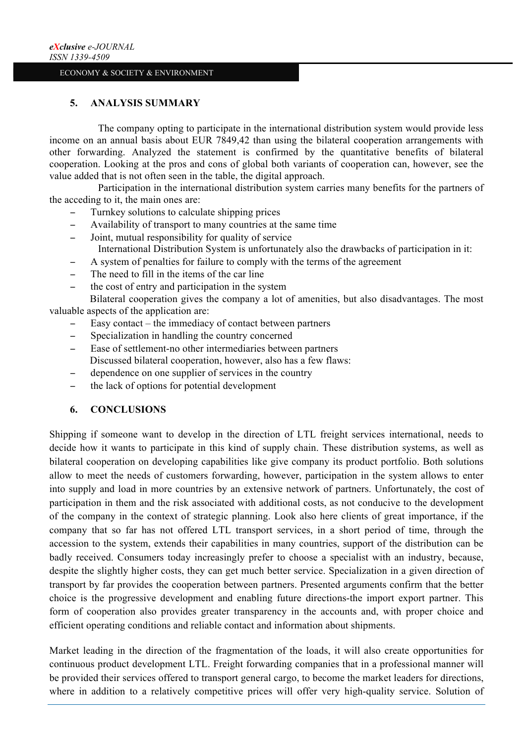## 5. ANALYSIS SUMMARY

The company opting to participate in the international distribution system would provide less income on an annual basis about EUR 7849,42 than using the bilateral cooperation arrangements with other forwarding. Analyzed the statement is confirmed by the quantitative benefits of bilateral cooperation. Looking at the pros and cons of global both variants of cooperation can, however, see the value added that is not often seen in the table, the digital approach.

Participation in the international distribution system carries many benefits for the partners of the acceding to it, the main ones are:

- Turnkey solutions to calculate shipping prices
- Availability of transport to many countries at the same time
- Joint, mutual responsibility for quality of service

International Distribution System is unfortunately also the drawbacks of participation in it:

- A system of penalties for failure to comply with the terms of the agreement
- The need to fill in the items of the car line
- the cost of entry and participation in the system

Bilateral cooperation gives the company a lot of amenities, but also disadvantages. The most valuable aspects of the application are:

- Easy contact – the immediacy of contact between partners
- Specialization in handling the country concerned
- Ease of settlement-no other intermediaries between partners

Discussed bilateral cooperation, however, also has a few flaws:

- dependence on one supplier of services in the country
- the lack of options for potential development

## 6. CONCLUSIONS

Shipping if someone want to develop in the direction of LTL freight services international, needs to decide how it wants to participate in this kind of supply chain. These distribution systems, as well as bilateral cooperation on developing capabilities like give company its product portfolio. Both solutions allow to meet the needs of customers forwarding, however, participation in the system allows to enter into supply and load in more countries by an extensive network of partners. Unfortunately, the cost of participation in them and the risk associated with additional costs, as not conducive to the development of the company in the context of strategic planning. Look also here clients of great importance, if the company that so far has not offered LTL transport services, in a short period of time, through the accession to the system, extends their capabilities in many countries, support of the distribution can be badly received. Consumers today increasingly prefer to choose a specialist with an industry, because, despite the slightly higher costs, they can get much better service. Specialization in a given direction of transport by far provides the cooperation between partners. Presented arguments confirm that the better choice is the progressive development and enabling future directions-the import export partner. This form of cooperation also provides greater transparency in the accounts and, with proper choice and efficient operating conditions and reliable contact and information about shipments.

Market leading in the direction of the fragmentation of the loads, it will also create opportunities for continuous product development LTL. Freight forwarding companies that in a professional manner will be provided their services offered to transport general cargo, to become the market leaders for directions, where in addition to a relatively competitive prices will offer very high-quality service. Solution of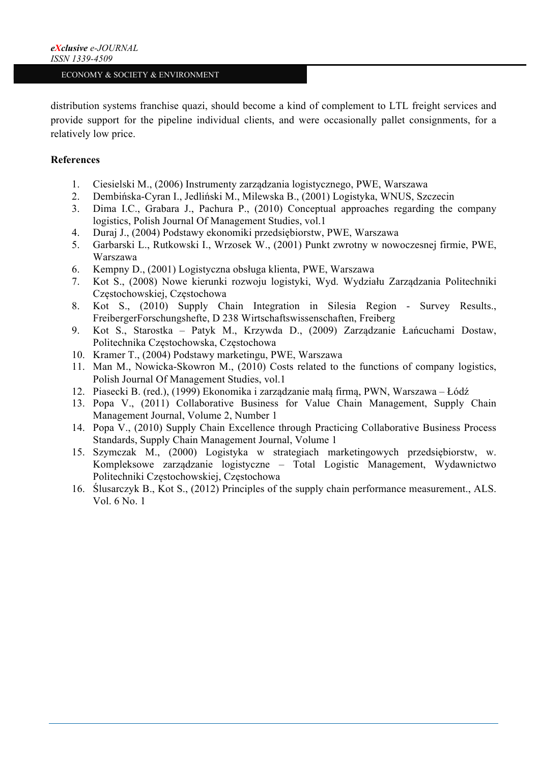distribution systems franchise quazi, should become a kind of complement to LTL freight services and provide support for the pipeline individual clients, and were occasionally pallet consignments, for a relatively low price.

## References

1. Ciesielski M., (2006) Instrumenty zarządzania logistycznego, PWE, Warszawa
2. Dembińska-Cyran I., Jedliński M., Milewska B., (2001) Logistyka, WNUS, Szczecin
3. Dima I.C., Grabara J., Pachura P., (2010) Conceptual approaches regarding the company logistics, Polish Journal Of Management Studies, vol.1
4. Duraj J., (2004) Podstawy ekonomiki przedsiębiorstw, PWE, Warszawa
5. Garbarski L., Rutkowski I., Wrzosek W., (2001) Punkt zwrotny w nowoczesnej firmie, PWE, Warszawa
6. Kempny D., (2001) Logistyczna obsługa klienta, PWE, Warszawa
7. Kot S., (2008) Nowe kierunki rozwoju logistyki, Wyd. Wydziału Zarządzania Politechniki Częstochowskiej, Częstochowa
8. Kot S., (2010) Supply Chain Integration in Silesia Region - Survey Results., FreibergerForschungshefte, D 238 Wirtschaftswissenschaften, Freiberg
9. Kot S., Starostka – Patyk M., Krzywda D., (2009) Zarządzanie Łańcuchami Dostaw, Politechnika Częstochowska, Częstochowa
10. Kramer T., (2004) Podstawy marketingu, PWE, Warszawa
11. Man M., Nowicka-Skowron M., (2010) Costs related to the functions of company logistics, Polish Journal Of Management Studies, vol.1
12. Piasecki B. (red.), (1999) Ekonomika i zarządzanie małą firmą, PWN, Warszawa – Łódź
13. Popa V., (2011) Collaborative Business for Value Chain Management, Supply Chain Management Journal, Volume 2, Number 1
14. Popa V., (2010) Supply Chain Excellence through Practicing Collaborative Business Process Standards, Supply Chain Management Journal, Volume 1
15. Szymczak M., (2000) Logistyka w strategiach marketingowych przedsiębiorstw, w. Kompleksowe zarządzanie logistyczne – Total Logistic Management, Wydawnictwo Politechniki Częstochowskiej, Częstochowa
16. Ślusarczyk B., Kot S., (2012) Principles of the supply chain performance measurement., ALS. Vol. 6 No. 1